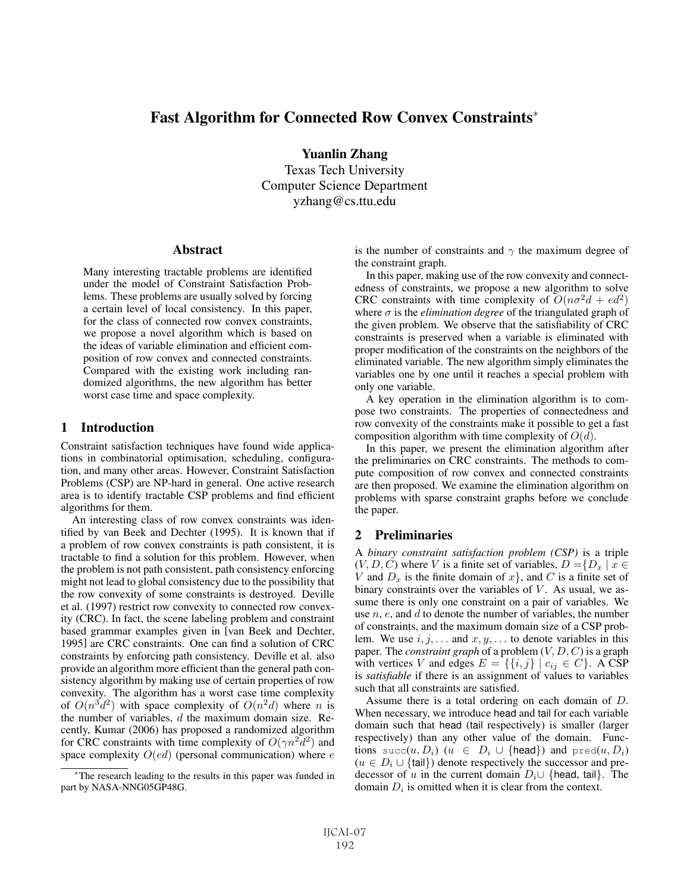# Fast Algorithm for Connected Row Convex Constraints*

**Yuanlin Zhang**
Texas Tech University
Computer Science Department
yzhang@cs.ttu.edu

## Abstract

Many interesting tractable problems are identified under the model of Constraint Satisfaction Problems. These problems are usually solved by forcing a certain level of local consistency. In this paper, for the class of connected row convex constraints, we propose a novel algorithm which is based on the ideas of variable elimination and efficient composition of row convex and connected constraints. Compared with the existing work including randomized algorithms, the new algorithm has better worst case time and space complexity.

## 1 Introduction

Constraint satisfaction techniques have found wide applications in combinatorial optimisation, scheduling, configuration, and many other areas. However, Constraint Satisfaction Problems (CSP) are NP-hard in general. One active research area is to identify tractable CSP problems and find efficient algorithms for them.

An interesting class of row convex constraints was identified by van Beek and Dechter (1995). It is known that if a problem of row convex constraints is path consistent, it is tractable to find a solution for this problem. However, when the problem is not path consistent, path consistency enforcing might not lead to global consistency due to the possibility that the row convexity of some constraints is destroyed. Deville et al. (1997) restrict row convexity to connected row convexity (CRC). In fact, the scene labeling problem and constraint based grammar examples given in [van Beek and Dechter, 1995] are CRC constraints. One can find a solution of CRC constraints by enforcing path consistency. Deville et al. also provide an algorithm more efficient than the general path consistency algorithm by making use of certain properties of row convexity. The algorithm has a worst case time complexity of $O(n^3d^2)$ with space complexity of $O(n^2d)$ where $n$ is the number of variables, $d$ the maximum domain size. Recently, Kumar (2006) has proposed a randomized algorithm for CRC constraints with time complexity of $O(\gamma n^2 d^2)$ and space complexity $O(ed)$ (personal communication) where $e$ is the number of constraints and $\gamma$ the maximum degree of the constraint graph.

In this paper, making use of the row convexity and connectedness of constraints, we propose a new algorithm to solve CRC constraints with time complexity of $O(n\sigma^2 d + ed^2)$ where $\sigma$ is the *elimination degree* of the triangulated graph of the given problem. We observe that the satisfiability of CRC constraints is preserved when a variable is eliminated with proper modification of the constraints on the neighbors of the eliminated variable. The new algorithm simply eliminates the variables one by one until it reaches a special problem with only one variable.

A key operation in the elimination algorithm is to compose two constraints. The properties of connectedness and row convexity of the constraints make it possible to get a fast composition algorithm with time complexity of $O(d)$.

In this paper, we present the elimination algorithm after the preliminaries on CRC constraints. The methods to compute composition of row convex and connected constraints are then proposed. We examine the elimination algorithm on problems with sparse constraint graphs before we conclude the paper.

## 2 Preliminaries

A *binary constraint satisfaction problem (CSP)* is a triple $(V, D, C)$ where $V$ is a finite set of variables, $D = \{D_x \mid x \in V \text{ and } D_x \text{ is the finite domain of } x\}$, and $C$ is a finite set of binary constraints over the variables of $V$. As usual, we assume there is only one constraint on a pair of variables. We use $n$, $e$, and $d$ to denote the number of variables, the number of constraints, and the maximum domain size of a CSP problem. We use $i, j, \ldots$ and $x, y, \ldots$ to denote variables in this paper. The *constraint graph* of a problem $(V, D, C)$ is a graph with vertices $V$ and edges $E = \{\{i, j\} \mid c_{ij} \in C\}$. A CSP is *satisfiable* if there is an assignment of values to variables such that all constraints are satisfied.

Assume there is a total ordering on each domain of $D$. When necessary, we introduce head and tail for each variable domain such that head (tail respectively) is smaller (larger respectively) than any other value of the domain. Functions $\texttt{succ}(u, D_i)$ ($u \in D_i \cup \{\textsf{head}\}$) and $\texttt{pred}(u, D_i)$ ($u \in D_i \cup \{\textsf{tail}\}$) denote respectively the successor and predecessor of $u$ in the current domain $D_i \cup \{\textsf{head}, \textsf{tail}\}$. The domain $D_i$ is omitted when it is clear from the context.

*The research leading to the results in this paper was funded in part by NASA-NNG05GP48G.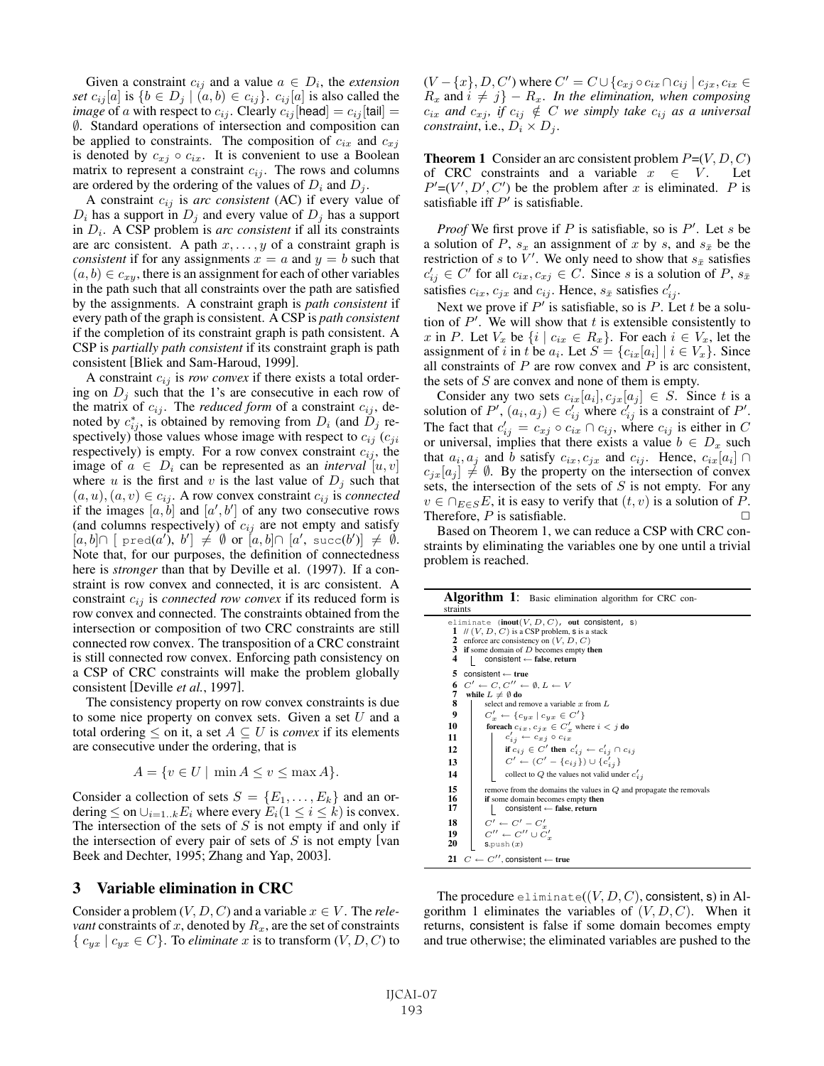Given a constraint $c_{ij}$ and a value $a \in D_i$, the *extension set* $c_{ij}[a]$ is $\{b \in D_j \mid (a, b) \in c_{ij}\}$. $c_{ij}[a]$ is also called the *image* of $a$ with respect to $c_{ij}$. Clearly $c_{ij}[\text{head}] = c_{ij}[\text{tail}] = \emptyset$. Standard operations of intersection and composition can be applied to constraints. The composition of $c_{ix}$ and $c_{xj}$ is denoted by $c_{xj} \circ c_{ix}$. It is convenient to use a Boolean matrix to represent a constraint $c_{ij}$. The rows and columns are ordered by the ordering of the values of $D_i$ and $D_j$.

A constraint $c_{ij}$ is *arc consistent* (AC) if every value of $D_i$ has a support in $D_j$ and every value of $D_j$ has a support in $D_i$. A CSP problem is *arc consistent* if all its constraints are arc consistent. A path $x, \ldots, y$ of a constraint graph is *consistent* if for any assignments $x = a$ and $y = b$ such that $(a, b) \in c_{xy}$, there is an assignment for each of other variables in the path such that all constraints over the path are satisfied by the assignments. A constraint graph is *path consistent* if every path of the graph is consistent. A CSP is *path consistent* if the completion of its constraint graph is path consistent. A CSP is *partially path consistent* if its constraint graph is path consistent [Bliek and Sam-Haroud, 1999].

A constraint $c_{ij}$ is *row convex* if there exists a total ordering on $D_j$ such that the 1's are consecutive in each row of the matrix of $c_{ij}$. The *reduced form* of a constraint $c_{ij}$, denoted by $c^*_{ij}$, is obtained by removing from $D_i$ (and $D_j$ respectively) those values whose image with respect to $c_{ij}$ ($c_{ji}$ respectively) is empty. For a row convex constraint $c_{ij}$, the image of $a \in D_i$ can be represented as an *interval* $[u, v]$ where $u$ is the first and $v$ is the last value of $D_j$ such that $(a, u), (a, v) \in c_{ij}$. A row convex constraint $c_{ij}$ is *connected* if the images $[a, b]$ and $[a', b']$ of any two consecutive rows (and columns respectively) of $c_{ij}$ are not empty and satisfy $[a, b] \cap [\,\texttt{pred}(a'),\ b'] \neq \emptyset$ or $[a, b] \cap [a',\ \texttt{succ}(b')] \neq \emptyset$. Note that, for our purposes, the definition of connectedness here is *stronger* than that by Deville et al. (1997). If a constraint is row convex and connected, it is arc consistent. A constraint $c_{ij}$ is *connected row convex* if its reduced form is row convex and connected. The constraints obtained from the intersection or composition of two CRC constraints are still connected row convex. The transposition of a CRC constraint is still connected row convex. Enforcing path consistency on a CSP of CRC constraints will make the problem globally consistent [Deville *et al.*, 1997].

The consistency property on row convex constraints is due to some nice property on convex sets. Given a set $U$ and a total ordering $\leq$ on it, a set $A \subseteq U$ is *convex* if its elements are consecutive under the ordering, that is

$$A = \{v \in U \mid \min A \leq v \leq \max A\}.$$

Consider a collection of sets $S = \{E_1, \ldots, E_k\}$ and an ordering $\leq$ on $\cup_{i=1..k} E_i$ where every $E_i (1 \leq i \leq k)$ is convex. The intersection of the sets of $S$ is not empty if and only if the intersection of every pair of sets of $S$ is not empty [van Beek and Dechter, 1995; Zhang and Yap, 2003].

## 3 Variable elimination in CRC

Consider a problem $(V, D, C)$ and a variable $x \in V$. The *relevant* constraints of $x$, denoted by $R_x$, are the set of constraints $\{\, c_{yx} \mid c_{yx} \in C\}$. To *eliminate* $x$ is to transform $(V, D, C)$ to $(V - \{x\}, D, C')$ where $C' = C \cup \{c_{xj} \circ c_{ix} \cap c_{ij} \mid c_{jx}, c_{ix} \in R_x \text{ and } i \neq j\} - R_x$. *In the elimination, when composing $c_{ix}$ and $c_{xj}$, if $c_{ij} \notin C$ we simply take $c_{ij}$ as a universal constraint*, i.e., $D_i \times D_j$.

**Theorem 1** Consider an arc consistent problem $P$=$(V, D, C)$ of CRC constraints and a variable $x \in V$. Let $P'$=$(V', D', C')$ be the problem after $x$ is eliminated. $P$ is satisfiable iff $P'$ is satisfiable.

*Proof* We first prove if $P$ is satisfiable, so is $P'$. Let $s$ be a solution of $P$, $s_x$ an assignment of $x$ by $s$, and $s_{\bar{x}}$ be the restriction of $s$ to $V'$. We only need to show that $s_{\bar{x}}$ satisfies $c'_{ij} \in C'$ for all $c_{ix}, c_{xj} \in C$. Since $s$ is a solution of $P$, $s_{\bar{x}}$ satisfies $c_{ix}$, $c_{jx}$ and $c_{ij}$. Hence, $s_{\bar{x}}$ satisfies $c'_{ij}$.

Next we prove if $P'$ is satisfiable, so is $P$. Let $t$ be a solution of $P'$. We will show that $t$ is extensible consistently to $x$ in $P$. Let $V_x$ be $\{i \mid c_{ix} \in R_x\}$. For each $i \in V_x$, let the assignment of $i$ in $t$ be $a_i$. Let $S = \{c_{ix}[a_i] \mid i \in V_x\}$. Since all constraints of $P$ are row convex and $P$ is arc consistent, the sets of $S$ are convex and none of them is empty.

Consider any two sets $c_{ix}[a_i], c_{jx}[a_j] \in S$. Since $t$ is a solution of $P'$, $(a_i, a_j) \in c'_{ij}$ where $c'_{ij}$ is a constraint of $P'$. The fact that $c'_{ij} = c_{xj} \circ c_{ix} \cap c_{ij}$, where $c_{ij}$ is either in $C$ or universal, implies that there exists a value $b \in D_x$ such that $a_i, a_j$ and $b$ satisfy $c_{ix}, c_{jx}$ and $c_{ij}$. Hence, $c_{ix}[a_i] \cap c_{jx}[a_j] \neq \emptyset$. By the property on the intersection of convex sets, the intersection of the sets of $S$ is not empty. For any $v \in \cap_{E \in S} E$, it is easy to verify that $(t, v)$ is a solution of $P$. Therefore, $P$ is satisfiable. □

Based on Theorem 1, we can reduce a CSP with CRC constraints by eliminating the variables one by one until a trivial problem is reached.

**Algorithm 1**: Basic elimination algorithm for CRC constraints

```
eliminate (inout(V, D, C), out consistent, s)
1  // (V, D, C) is a CSP problem, s is a stack
2  enforce arc consistency on (V, D, C)
3  if some domain of D becomes empty then
4     consistent ← false, return
5  consistent ← true
6  C' ← C, C'' ← ∅, L ← V
7  while L ≠ ∅ do
8     select and remove a variable x from L
9     C'_x ← {c_yx | c_yx ∈ C'}
10    foreach c_ix, c_jx ∈ C'_x where i < j do
11       c'_ij ← c_xj ∘ c_ix
12       if c_ij ∈ C' then c'_ij ← c'_ij ∩ c_ij
13       C' ← (C' − {c_ij}) ∪ {c'_ij}
14       collect to Q the values not valid under c'_ij
15    remove from the domains the values in Q and propagate the removals
16    if some domain becomes empty then
17       consistent ← false, return
18    C' ← C' − C'_x
19    C'' ← C'' ∪ C'_x
20    s.push(x)
21 C ← C'', consistent ← true
```

The procedure $\texttt{eliminate}((V, D, C), \textsf{consistent}, \textsf{s})$ in Algorithm 1 eliminates the variables of $(V, D, C)$. When it returns, consistent is false if some domain becomes empty and true otherwise; the eliminated variables are pushed to the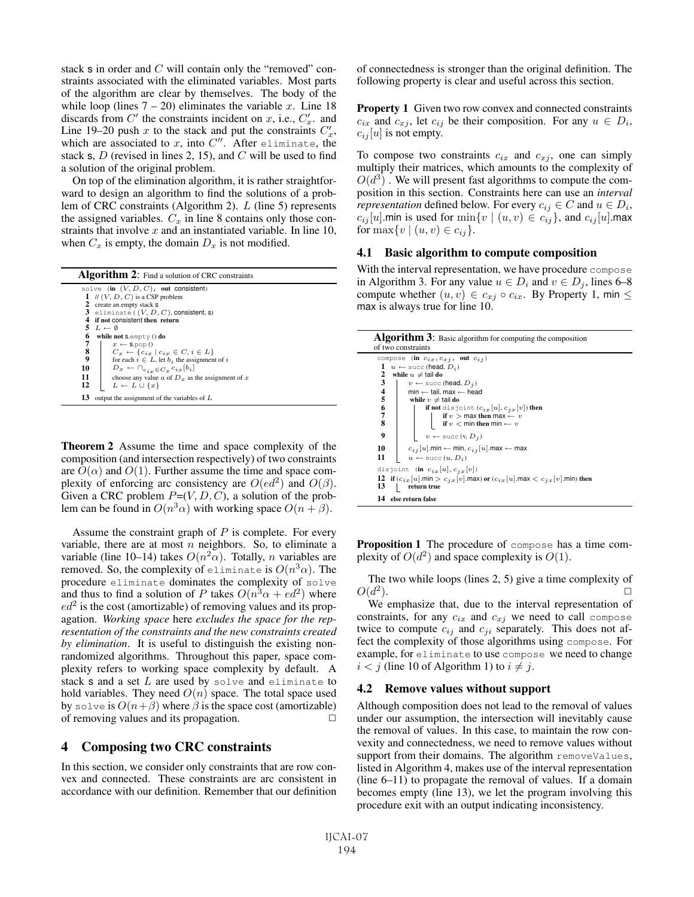stack s in order and $C$ will contain only the "removed" constraints associated with the eliminated variables. Most parts of the algorithm are clear by themselves. The body of the while loop (lines 7 – 20) eliminates the variable $x$. Line 18 discards from $C'$ the constraints incident on $x$, i.e., $C'_x$. and Line 19–20 push $x$ to the stack and put the constraints $C'_x$, which are associated to $x$, into $C''$. After `eliminate`, the stack s, $D$ (revised in lines 2, 15), and $C$ will be used to find a solution of the original problem.

On top of the elimination algorithm, it is rather straightforward to design an algorithm to find the solutions of a problem of CRC constraints (Algorithm 2). $L$ (line 5) represents the assigned variables. $C_x$ in line 8 contains only those constraints that involve $x$ and an instantiated variable. In line 10, when $C_x$ is empty, the domain $D_x$ is not modified.

**Algorithm 2**: Find a solution of CRC constraints

```
solve (in (V, D, C), out consistent)
1  // (V, D, C) is a CSP problem
2  create an empty stack s
3  eliminate ((V, D, C), consistent, s)
4  if not consistent then return
5  L ← ∅
6  while not s.empty () do
7      x ← s.pop ()
8      C_x ← {c_ix | c_ix ∈ C, i ∈ L}
9      for each i ∈ L, let b_i the assignment of i
10     D_x ← ∩_{c_ix ∈ C_x} c_ix[b_i]
11     choose any value a of D_x as the assignment of x
12     L ← L ∪ {x}
13 output the assignment of the variables of L
```

**Theorem 2** Assume the time and space complexity of the composition (and intersection respectively) of two constraints are $O(\alpha)$ and $O(1)$. Further assume the time and space complexity of enforcing arc consistency are $O(ed^2)$ and $O(\beta)$. Given a CRC problem $P$=$(V, D, C)$, a solution of the problem can be found in $O(n^3\alpha)$ with working space $O(n + \beta)$.

Assume the constraint graph of $P$ is complete. For every variable, there are at most $n$ neighbors. So, to eliminate a variable (line 10–14) takes $O(n^2\alpha)$. Totally, $n$ variables are removed. So, the complexity of `eliminate` is $O(n^3\alpha)$. The procedure `eliminate` dominates the complexity of `solve` and thus to find a solution of $P$ takes $O(n^3\alpha + ed^2)$ where $ed^2$ is the cost (amortizable) of removing values and its propagation. *Working space* here *excludes the space for the representation of the constraints and the new constraints created by elimination*. It is useful to distinguish the existing nonrandomized algorithms. Throughout this paper, space complexity refers to working space complexity by default. A stack s and a set $L$ are used by `solve` and `eliminate` to hold variables. They need $O(n)$ space. The total space used by `solve` is $O(n+\beta)$ where $\beta$ is the space cost (amortizable) of removing values and its propagation. □

# 4 Composing two CRC constraints

In this section, we consider only constraints that are row convex and connected. These constraints are arc consistent in accordance with our definition. Remember that our definition of connectedness is stronger than the original definition. The following property is clear and useful across this section.

**Property 1** Given two row convex and connected constraints $c_{ix}$ and $c_{xj}$, let $c_{ij}$ be their composition. For any $u \in D_i$, $c_{ij}[u]$ is not empty.

To compose two constraints $c_{ix}$ and $c_{xj}$, one can simply multiply their matrices, which amounts to the complexity of $O(d^3)$ . We will present fast algorithms to compute the composition in this section. Constraints here can use an *interval representation* defined below. For every $c_{ij} \in C$ and $u \in D_i$, $c_{ij}[u]$.min is used for $\min\{v \mid (u, v) \in c_{ij}\}$, and $c_{ij}[u]$.max for $\max\{v \mid (u, v) \in c_{ij}\}$.

## 4.1 Basic algorithm to compute composition

With the interval representation, we have procedure `compose` in Algorithm 3. For any value $u \in D_i$ and $v \in D_j$, lines 6–8 compute whether $(u, v) \in c_{xj} \circ c_{ix}$. By Property 1, min $\leq$ max is always true for line 10.

**Algorithm 3**: Basic algorithm for computing the composition of two constraints

```
compose (in c_ix, c_xj, out c_ij)
1  u ← succ (head, D_i)
2  while u ≠ tail do
3      v ← succ (head, D_j)
4      min ← tail, max ← head
5      while v ≠ tail do
6          if not disjoint (c_ix[u], c_jx[v]) then
7              if v > max then max ← v
8              if v < min then min ← v
9          v ← succ (v, D_j)
10     c_ij[u].min ← min, c_ij[u].max ← max
11     u ← succ (u, D_i)

disjoint (in c_ix[u], c_jx[v])
12 if (c_ix[u].min > c_jx[v].max) or (c_ix[u].max < c_jx[v].min) then
13     return true
14 else return false
```

**Proposition 1** The procedure of `compose` has a time complexity of $O(d^2)$ and space complexity is $O(1)$.

The two while loops (lines 2, 5) give a time complexity of $O(d^2)$. □

We emphasize that, due to the interval representation of constraints, for any $c_{ix}$ and $c_{xj}$ we need to call `compose` twice to compute $c_{ij}$ and $c_{ji}$ separately. This does not affect the complexity of those algorithms using `compose`. For example, for `eliminate` to use `compose` we need to change $i < j$ (line 10 of Algorithm 1) to $i \neq j$.

## 4.2 Remove values without support

Although composition does not lead to the removal of values under our assumption, the intersection will inevitably cause the removal of values. In this case, to maintain the row convexity and connectedness, we need to remove values without support from their domains. The algorithm `removeValues`, listed in Algorithm 4, makes use of the interval representation (line 6–11) to propagate the removal of values. If a domain becomes empty (line 13), we let the program involving this procedure exit with an output indicating inconsistency.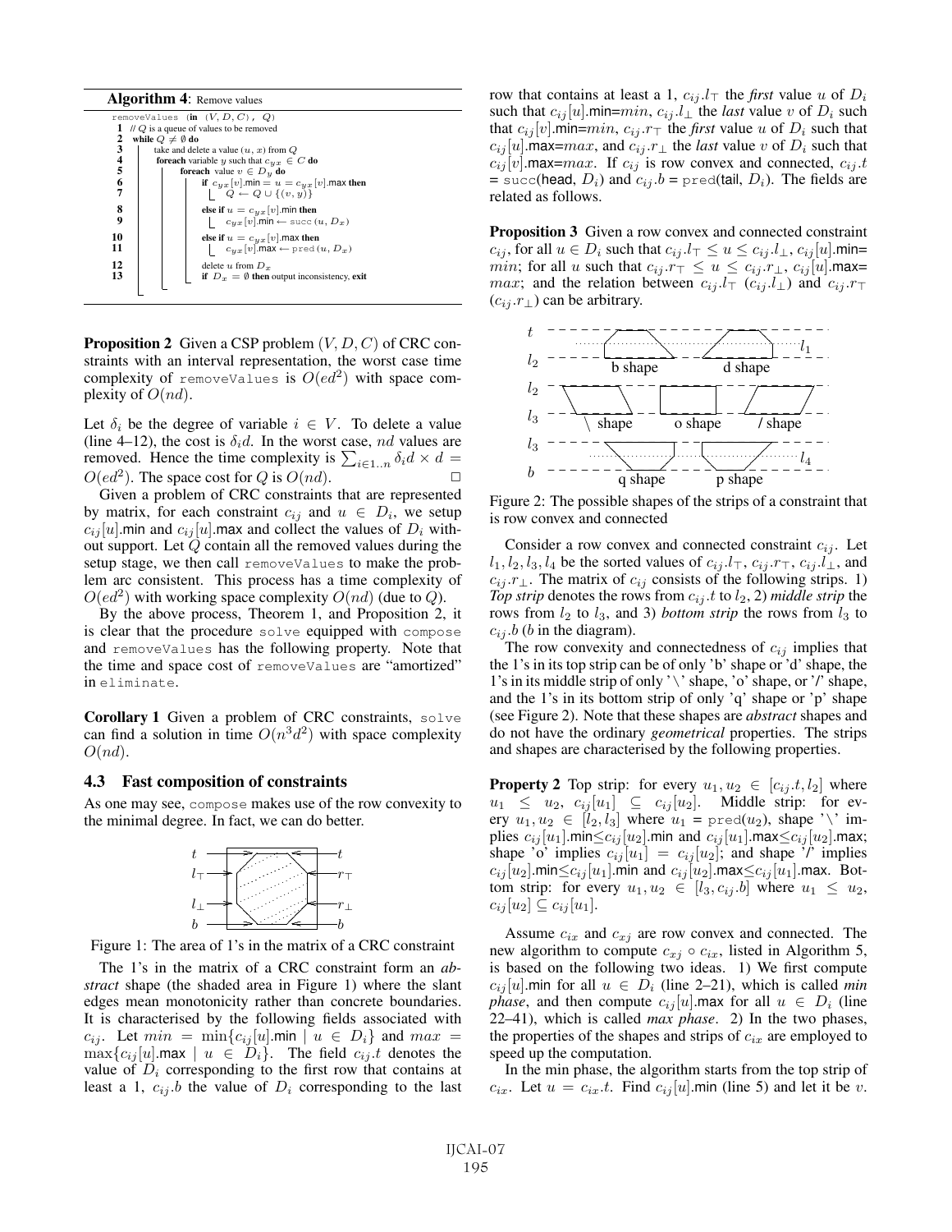**Algorithm 4**: Remove values

```
removeValues (in (V, D, C), Q)
1  // Q is a queue of values to be removed
2  while Q ≠ ∅ do
3      take and delete a value (u, x) from Q
4      foreach variable y such that c_yx ∈ C do
5          foreach value v ∈ D_y do
6              if c_yx[v].min = u = c_yx[v].max then
7                  Q ← Q ∪ {(v, y)}
8              else if u = c_yx[v].min then
9                  c_yx[v].min ← succ(u, D_x)
10             else if u = c_yx[v].max then
11                 c_yx[v].max ← pred(u, D_x)
12     delete u from D_x
13     if D_x = ∅ then output inconsistency, exit
```

**Proposition 2** Given a CSP problem $(V, D, C)$ of CRC constraints with an interval representation, the worst case time complexity of `removeValues` is $O(ed^2)$ with space complexity of $O(nd)$.

Let $\delta_i$ be the degree of variable $i \in V$. To delete a value (line 4–12), the cost is $\delta_i d$. In the worst case, $nd$ values are removed. Hence the time complexity is $\sum_{i\in 1..n} \delta_i d \times d = O(ed^2)$. The space cost for $Q$ is $O(nd)$. □

Given a problem of CRC constraints that are represented by matrix, for each constraint $c_{ij}$ and $u \in D_i$, we setup $c_{ij}[u]$.min and $c_{ij}[u]$.max and collect the values of $D_i$ without support. Let $Q$ contain all the removed values during the setup stage, we then call `removeValues` to make the problem arc consistent. This process has a time complexity of $O(ed^2)$ with working space complexity $O(nd)$ (due to $Q$).

By the above process, Theorem 1, and Proposition 2, it is clear that the procedure `solve` equipped with `compose` and `removeValues` has the following property. Note that the time and space cost of `removeValues` are "amortized" in `eliminate`.

**Corollary 1** Given a problem of CRC constraints, `solve` can find a solution in time $O(n^3d^2)$ with space complexity $O(nd)$.

### 4.3 Fast composition of constraints

As one may see, `compose` makes use of the row convexity to the minimal degree. In fact, we can do better.

Figure 1: The area of 1's in the matrix of a CRC constraint

The 1's in the matrix of a CRC constraint form an *abstract* shape (the shaded area in Figure 1) where the slant edges mean monotonicity rather than concrete boundaries. It is characterised by the following fields associated with $c_{ij}$. Let $min = \min\{c_{ij}[u].\mathsf{min} \mid u \in D_i\}$ and $max = \max\{c_{ij}[u].\mathsf{max} \mid u \in D_i\}$. The field $c_{ij}.t$ denotes the value of $D_i$ corresponding to the first row that contains at least a 1, $c_{ij}.b$ the value of $D_i$ corresponding to the last row that contains at least a 1, $c_{ij}.l_\top$ the *first* value $u$ of $D_i$ such that $c_{ij}[u]$.min=$min$, $c_{ij}.l_\perp$ the *last* value $v$ of $D_i$ such that $c_{ij}[v]$.min=$min$, $c_{ij}.r_\top$ the *first* value $u$ of $D_i$ such that $c_{ij}[u]$.max=$max$, and $c_{ij}.r_\perp$ the *last* value $v$ of $D_i$ such that $c_{ij}[v]$.max=$max$. If $c_{ij}$ is row convex and connected, $c_{ij}.t$ = succ(head, $D_i$) and $c_{ij}.b$ = pred(tail, $D_i$). The fields are related as follows.

**Proposition 3** Given a row convex and connected constraint $c_{ij}$, for all $u \in D_i$ such that $c_{ij}.l_\top \le u \le c_{ij}.l_\perp$, $c_{ij}[u]$.min= $min$; for all $u$ such that $c_{ij}.r_\top \le u \le c_{ij}.r_\perp$, $c_{ij}[u]$.max= $max$; and the relation between $c_{ij}.l_\top$ ($c_{ij}.l_\perp$) and $c_{ij}.r_\top$ ($c_{ij}.r_\perp$) can be arbitrary.

Figure 2: The possible shapes of the strips of a constraint that is row convex and connected

Consider a row convex and connected constraint $c_{ij}$. Let $l_1, l_2, l_3, l_4$ be the sorted values of $c_{ij}.l_\top$, $c_{ij}.r_\top$, $c_{ij}.l_\perp$, and $c_{ij}.r_\perp$. The matrix of $c_{ij}$ consists of the following strips. 1) *Top strip* denotes the rows from $c_{ij}.t$ to $l_2$, 2) *middle strip* the rows from $l_2$ to $l_3$, and 3) *bottom strip* the rows from $l_3$ to $c_{ij}.b$ ($b$ in the diagram).

The row convexity and connectedness of $c_{ij}$ implies that the 1's in its top strip can be of only 'b' shape or 'd' shape, the 1's in its middle strip of only '\' shape, 'o' shape, or '/' shape, and the 1's in its bottom strip of only 'q' shape or 'p' shape (see Figure 2). Note that these shapes are *abstract* shapes and do not have the ordinary *geometrical* properties. The strips and shapes are characterised by the following properties.

**Property 2** Top strip: for every $u_1, u_2 \in [c_{ij}.t, l_2]$ where $u_1 \le u_2$, $c_{ij}[u_1] \subseteq c_{ij}[u_2]$. Middle strip: for every $u_1, u_2 \in [l_2, l_3]$ where $u_1$ = pred($u_2$), shape '\' implies $c_{ij}[u_1]$.min$\le c_{ij}[u_2]$.min and $c_{ij}[u_1]$.max$\le c_{ij}[u_2]$.max; shape 'o' implies $c_{ij}[u_1] = c_{ij}[u_2]$; and shape '/' implies $c_{ij}[u_2]$.min$\le c_{ij}[u_1]$.min and $c_{ij}[u_2]$.max$\le c_{ij}[u_1]$.max. Bottom strip: for every $u_1, u_2 \in [l_3, c_{ij}.b]$ where $u_1 \le u_2$, $c_{ij}[u_2] \subseteq c_{ij}[u_1]$.

Assume $c_{ix}$ and $c_{xj}$ are row convex and connected. The new algorithm to compute $c_{xj} \circ c_{ix}$, listed in Algorithm 5, is based on the following two ideas. 1) We first compute $c_{ij}[u]$.min for all $u \in D_i$ (line 2–21), which is called *min phase*, and then compute $c_{ij}[u]$.max for all $u \in D_i$ (line 22–41), which is called *max phase*. 2) In the two phases, the properties of the shapes and strips of $c_{ix}$ are employed to speed up the computation.

In the min phase, the algorithm starts from the top strip of $c_{ix}$. Let $u = c_{ix}.t$. Find $c_{ij}[u]$.min (line 5) and let it be $v$.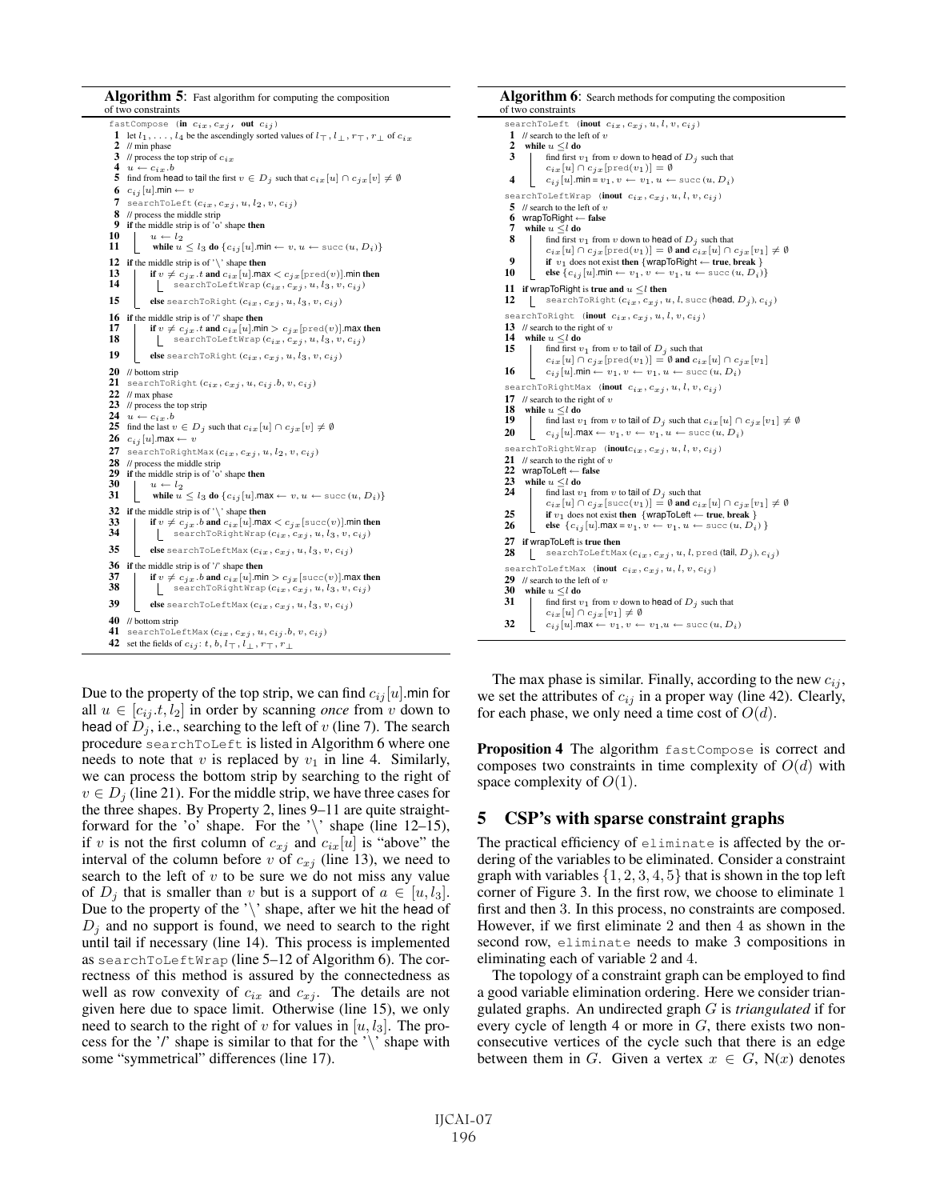**Algorithm 5**: Fast algorithm for computing the composition of two constraints

```
fastCompose (in c_ix, c_xj, out c_ij)
1  let l_1, ..., l_4 be the ascendingly sorted values of l_⊤, l_⊥, r_⊤, r_⊥ of c_ix
2  // min phase
3  // process the top strip of c_ix
4  u ← c_ix.b
5  find from head to tail the first v ∈ D_j such that c_ix[u] ∩ c_jx[v] ≠ ∅
6  c_ij[u].min ← v
7  searchToLeft (c_ix, c_xj, u, l_2, v, c_ij)
8  // process the middle strip
9  if the middle strip is of 'o' shape then
10     u ← l_2
11     while u ≤ l_3 do {c_ij[u].min ← v, u ← succ(u, D_i)}
12 if the middle strip is of '\' shape then
13     if v ≠ c_jx.t and c_ix[u].max < c_jx[pred(v)].min then
14         searchToLeftWrap (c_ix, c_xj, u, l_3, v, c_ij)
15     else searchToRight (c_ix, c_xj, u, l_3, v, c_ij)
16 if the middle strip is of '/' shape then
17     if v ≠ c_jx.t and c_ix[u].min > c_jx[pred(v)].max then
18         searchToLeftWrap (c_ix, c_xj, u, l_3, v, c_ij)
19     else searchToRight (c_ix, c_xj, u, l_3, v, c_ij)
20 // bottom strip
21 searchToRight (c_ix, c_xj, u, c_ij.b, v, c_ij)
22 // max phase
23 // process the top strip
24 u ← c_ix.b
25 find the last v ∈ D_j such that c_ix[u] ∩ c_jx[v] ≠ ∅
26 c_ij[u].max ← v
27 searchToRightMax (c_ix, c_xj, u, l_2, v, c_ij)
28 // process the middle strip
29 if the middle strip is of 'o' shape then
30     u ← l_2
31     while u ≤ l_3 do {c_ij[u].max ← v, u ← succ(u, D_i)}
32 if the middle strip is of '\' shape then
33     if v ≠ c_jx.b and c_ix[u].max < c_jx[succ(v)].min then
34         searchToRightWrap (c_ix, c_xj, u, l_3, v, c_ij)
35     else searchToLeftMax (c_ix, c_xj, u, l_3, v, c_ij)
36 if the middle strip is of '/' shape then
37     if v ≠ c_jx.b and c_ix[u].min > c_jx[succ(v)].max then
38         searchToRightWrap (c_ix, c_xj, u, l_3, v, c_ij)
39     else searchToLeftMax (c_ix, c_xj, u, l_3, v, c_ij)
40 // bottom strip
41 searchToLeftMax (c_ix, c_xj, u, c_ij.b, v, c_ij)
42 set the fields of c_ij: t, b, l_⊤, l_⊥, r_⊤, r_⊥
```

**Algorithm 6**: Search methods for computing the composition of two constraints

```
searchToLeft (inout c_ix, c_xj, u, l, v, c_ij)
1  // search to the left of v
2  while u ≤ l do
3      find first v_1 from v down to head of D_j such that
       c_ix[u] ∩ c_jx[pred(v_1)] = ∅
4      c_ij[u].min = v_1, v ← v_1, u ← succ(u, D_i)
searchToLeftWrap (inout c_ix, c_xj, u, l, v, c_ij)
5  // search to the left of v
6  wrapToRight ← false
7  while u ≤ l do
8      find first v_1 from v down to head of D_j such that
       c_ix[u] ∩ c_jx[pred(v_1)] = ∅ and c_ix[u] ∩ c_jx[v_1] ≠ ∅
9      if v_1 does not exist then {wrapToRight ← true, break}
10     else {c_ij[u].min ← v_1, v ← v_1, u ← succ(u, D_i)}
11 if wrapToRight is true and u ≤ l then
12     searchToRight (c_ix, c_xj, u, l, succ(head, D_j), c_ij)
searchToRight (inout c_ix, c_xj, u, l, v, c_ij)
13 // search to the right of v
14 while u ≤ l do
15     find first v_1 from v to tail of D_j such that
       c_ix[u] ∩ c_jx[pred(v_1)] = ∅ and c_ix[u] ∩ c_jx[v_1]
16     c_ij[u].min ← v_1, v ← v_1, u ← succ(u, D_i)
searchToRightMax (inout c_ix, c_xj, u, l, v, c_ij)
17 // search to the right of v
18 while u ≤ l do
19     find last v_1 from v to tail of D_j such that c_ix[u] ∩ c_jx[v_1] ≠ ∅
20     c_ij[u].max ← v_1, v ← v_1, u ← succ(u, D_i)
searchToRightWrap (inout c_ix, c_xj, u, l, v, c_ij)
21 // search to the right of v
22 wrapToLeft ← false
23 while u ≤ l do
24     find last v_1 from v to tail of D_j such that
       c_ix[u] ∩ c_jx[succ(v_1)] = ∅ and c_ix[u] ∩ c_jx[v_1] ≠ ∅
25     if v_1 does not exist then {wrapToLeft ← true, break}
26     else {c_ij[u].max = v_1, v ← v_1, u ← succ(u, D_i)}
27 if wrapToLeft is true then
28     searchToLeftMax (c_ix, c_xj, u, l, pred(tail, D_j), c_ij)
searchToLeftMax (inout c_ix, c_xj, u, l, v, c_ij)
29 // search to the left of v
30 while u ≤ l do
31     find first v_1 from v down to head of D_j such that
       c_ix[u] ∩ c_jx[v_1] ≠ ∅
32     c_ij[u].max ← v_1, v ← v_1, u ← succ(u, D_i)
```

Due to the property of the top strip, we can find $c_{ij}[u]$.min for all $u \in [c_{ij}.t, l_2]$ in order by scanning *once* from $v$ down to head of $D_j$, i.e., searching to the left of $v$ (line 7). The search procedure searchToLeft is listed in Algorithm 6 where one needs to note that $v$ is replaced by $v_1$ in line 4. Similarly, we can process the bottom strip by searching to the right of $v \in D_j$ (line 21). For the middle strip, we have three cases for the three shapes. By Property 2, lines 9–11 are quite straightforward for the 'o' shape. For the '\' shape (line 12–15), if $v$ is not the first column of $c_{xj}$ and $c_{ix}[u]$ is "above" the interval of the column before $v$ of $c_{xj}$ (line 13), we need to search to the left of $v$ to be sure we do not miss any value of $D_j$ that is smaller than $v$ but is a support of $a \in [u, l_3]$. Due to the property of the '\' shape, after we hit the head of $D_j$ and no support is found, we need to search to the right until tail if necessary (line 14). This process is implemented as searchToLeftWrap (line 5–12 of Algorithm 6). The correctness of this method is assured by the connectedness as well as row convexity of $c_{ix}$ and $c_{xj}$. The details are not given here due to space limit. Otherwise (line 15), we only need to search to the right of $v$ for values in $[u, l_3]$. The process for the '/' shape is similar to that for the '\' shape with some "symmetrical" differences (line 17).

The max phase is similar. Finally, according to the new $c_{ij}$, we set the attributes of $c_{ij}$ in a proper way (line 42). Clearly, for each phase, we only need a time cost of $O(d)$.

**Proposition 4** The algorithm fastCompose is correct and composes two constraints in time complexity of $O(d)$ with space complexity of $O(1)$.

## 5 CSP's with sparse constraint graphs

The practical efficiency of eliminate is affected by the ordering of the variables to be eliminated. Consider a constraint graph with variables $\{1, 2, 3, 4, 5\}$ that is shown in the top left corner of Figure 3. In the first row, we choose to eliminate 1 first and then 3. In this process, no constraints are composed. However, if we first eliminate 2 and then 4 as shown in the second row, eliminate needs to make 3 compositions in eliminating each of variable 2 and 4.

The topology of a constraint graph can be employed to find a good variable elimination ordering. Here we consider triangulated graphs. An undirected graph $G$ is *triangulated* if for every cycle of length 4 or more in $G$, there exists two nonconsecutive vertices of the cycle such that there is an edge between them in $G$. Given a vertex $x \in G$, N($x$) denotes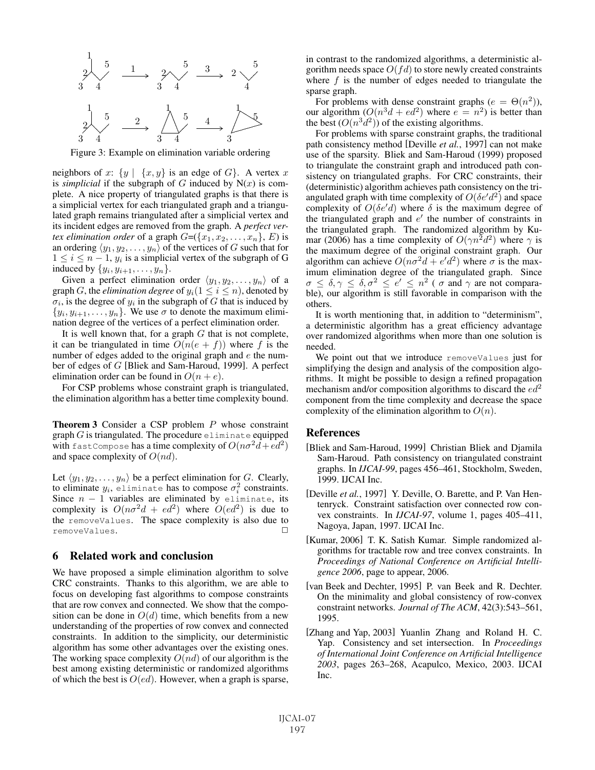1 5 2 3 4 → 1 → 2 5 3 4 → 3 → 2 5 4

1 5 2 3 4 → 2 → 1 5 3 4 → 4 → 1 5 3

Figure 3: Example on elimination variable ordering

neighbors of $x$: $\{y \mid \{x, y\}$ is an edge of $G\}$. A vertex $x$ is *simplicial* if the subgraph of $G$ induced by $N(x)$ is complete. A nice property of triangulated graphs is that there is a simplicial vertex for each triangulated graph and a triangulated graph remains triangulated after a simplicial vertex and its incident edges are removed from the graph. A *perfect vertex elimination order* of a graph $G$=$(\{x_1, x_2, \ldots, x_n\}, E)$ is an ordering $\langle y_1, y_2, \ldots, y_n \rangle$ of the vertices of $G$ such that for $1 \le i \le n-1$, $y_i$ is a simplicial vertex of the subgraph of G induced by $\{y_i, y_{i+1}, \ldots, y_n\}$.

Given a perfect elimination order $\langle y_1, y_2, \ldots, y_n \rangle$ of a graph $G$, the *elimination degree* of $y_i (1 \le i \le n)$, denoted by $\sigma_i$, is the degree of $y_i$ in the subgraph of $G$ that is induced by $\{y_i, y_{i+1}, \ldots, y_n\}$. We use $\sigma$ to denote the maximum elimination degree of the vertices of a perfect elimination order.

It is well known that, for a graph $G$ that is not complete, it can be triangulated in time $O(n(e+f))$ where $f$ is the number of edges added to the original graph and $e$ the number of edges of $G$ [Bliek and Sam-Haroud, 1999]. A perfect elimination order can be found in $O(n+e)$.

For CSP problems whose constraint graph is triangulated, the elimination algorithm has a better time complexity bound.

**Theorem 3** Consider a CSP problem $P$ whose constraint graph $G$ is triangulated. The procedure `eliminate` equipped with `fastCompose` has a time complexity of $O(n\sigma^2 d + ed^2)$ and space complexity of $O(nd)$.

Let $\langle y_1, y_2, \ldots, y_n \rangle$ be a perfect elimination for $G$. Clearly, to eliminate $y_i$, `eliminate` has to compose $\sigma_i^2$ constraints. Since $n-1$ variables are eliminated by `eliminate`, its complexity is $O(n\sigma^2 d + ed^2)$ where $O(ed^2)$ is due to the `removeValues`. The space complexity is also due to `removeValues`. □

## 6 Related work and conclusion

We have proposed a simple elimination algorithm to solve CRC constraints. Thanks to this algorithm, we are able to focus on developing fast algorithms to compose constraints that are row convex and connected. We show that the composition can be done in $O(d)$ time, which benefits from a new understanding of the properties of row convex and connected constraints. In addition to the simplicity, our deterministic algorithm has some other advantages over the existing ones. The working space complexity $O(nd)$ of our algorithm is the best among existing deterministic or randomized algorithms of which the best is $O(ed)$. However, when a graph is sparse, in contrast to the randomized algorithms, a deterministic algorithm needs space $O(fd)$ to store newly created constraints where $f$ is the number of edges needed to triangulate the sparse graph.

For problems with dense constraint graphs ($e = \Theta(n^2)$), our algorithm ($O(n^3 d + ed^2)$ where $e = n^2$) is better than the best ($O(n^3 d^2)$) of the existing algorithms.

For problems with sparse constraint graphs, the traditional path consistency method [Deville *et al.*, 1997] can not make use of the sparsity. Bliek and Sam-Haroud (1999) proposed to triangulate the constraint graph and introduced path consistency on triangulated graphs. For CRC constraints, their (deterministic) algorithm achieves path consistency on the triangulated graph with time complexity of $O(\delta e' d^2)$ and space complexity of $O(\delta e' d)$ where $\delta$ is the maximum degree of the triangulated graph and $e'$ the number of constraints in the triangulated graph. The randomized algorithm by Kumar (2006) has a time complexity of $O(\gamma n^2 d^2)$ where $\gamma$ is the maximum degree of the original constraint graph. Our algorithm can achieve $O(n\sigma^2 d + e' d^2)$ where $\sigma$ is the maximum elimination degree of the triangulated graph. Since $\sigma \le \delta, \gamma \le \delta, \sigma^2 \le e' \le n^2$ ( $\sigma$ and $\gamma$ are not comparable), our algorithm is still favorable in comparison with the others.

It is worth mentioning that, in addition to "determinism", a deterministic algorithm has a great efficiency advantage over randomized algorithms when more than one solution is needed.

We point out that we introduce `removeValues` just for simplifying the design and analysis of the composition algorithms. It might be possible to design a refined propagation mechanism and/or composition algorithms to discard the $ed^2$ component from the time complexity and decrease the space complexity of the elimination algorithm to $O(n)$.

## References

[Bliek and Sam-Haroud, 1999] Christian Bliek and Djamila Sam-Haroud. Path consistency on triangulated constraint graphs. In *IJCAI-99*, pages 456–461, Stockholm, Sweden, 1999. IJCAI Inc.

[Deville *et al.*, 1997] Y. Deville, O. Barette, and P. Van Hentenryck. Constraint satisfaction over connected row convex constraints. In *IJCAI-97*, volume 1, pages 405–411, Nagoya, Japan, 1997. IJCAI Inc.

[Kumar, 2006] T. K. Satish Kumar. Simple randomized algorithms for tractable row and tree convex constraints. In *Proceedings of National Conference on Artificial Intelligence 2006*, page to appear, 2006.

[van Beek and Dechter, 1995] P. van Beek and R. Dechter. On the minimality and global consistency of row-convex constraint networks. *Journal of The ACM*, 42(3):543–561, 1995.

[Zhang and Yap, 2003] Yuanlin Zhang and Roland H. C. Yap. Consistency and set intersection. In *Proceedings of International Joint Conference on Artificial Intelligence 2003*, pages 263–268, Acapulco, Mexico, 2003. IJCAI Inc.